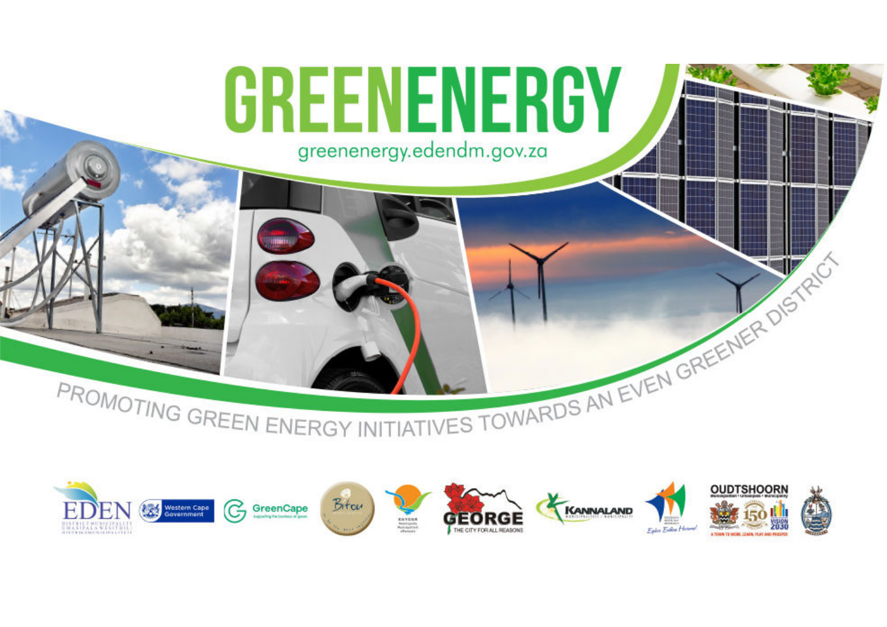# GREENENERGY

greenenergy.edendm.gov.za

PROMOTING GREEN ENERGY INITIATIVES TOWARDS AN EVEN GREENER DISTRICT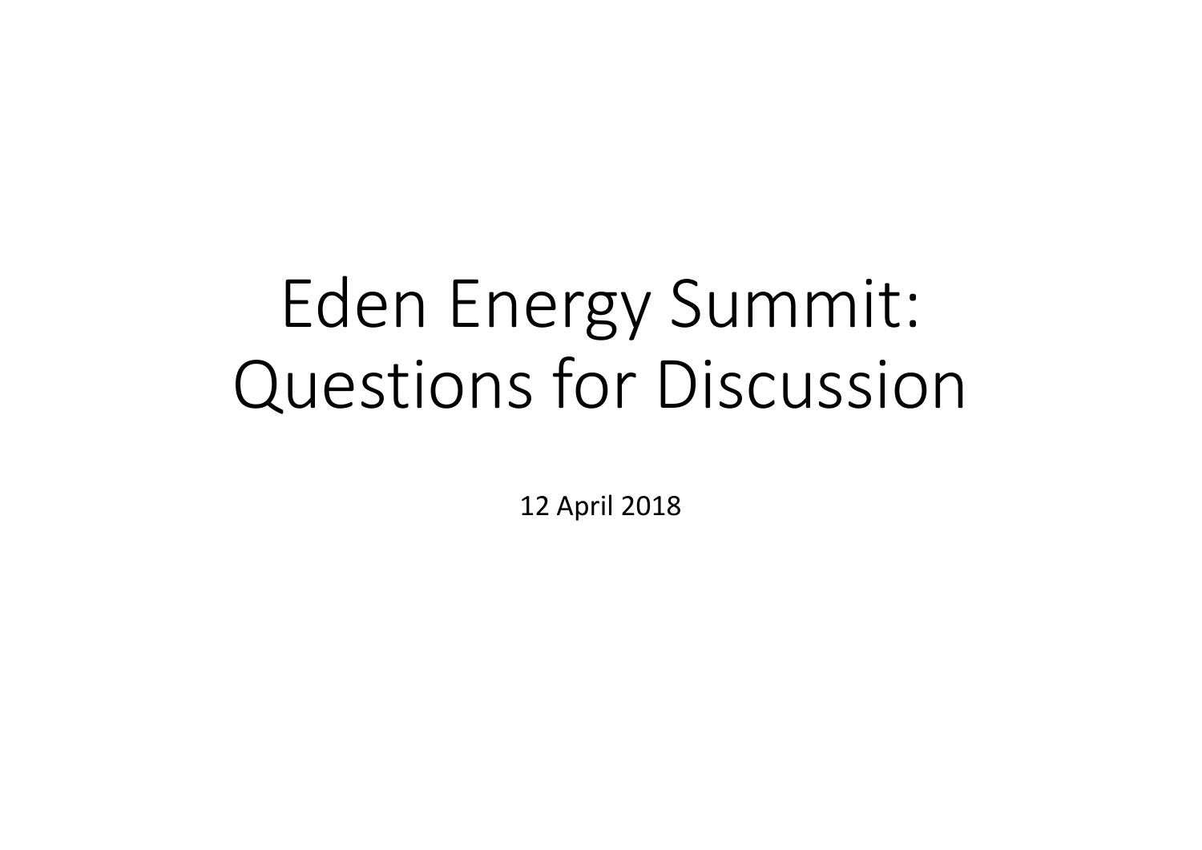# Eden Energy Summit: Questions for Discussion

12 April 2018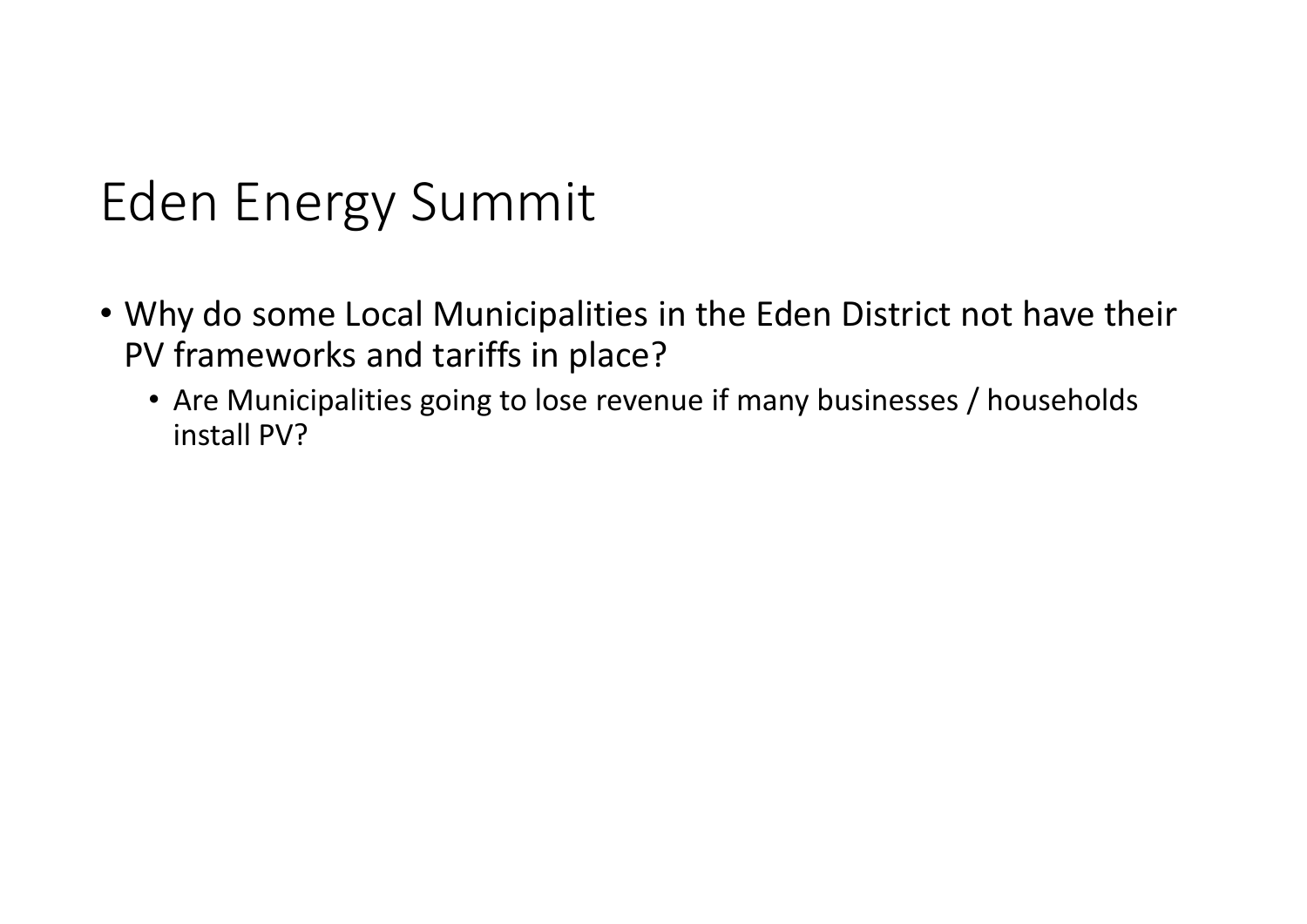# Eden Energy Summit

- Why do some Local Municipalities in the Eden District not have their PV frameworks and tariffs in place?
  - Are Municipalities going to lose revenue if many businesses / households install PV?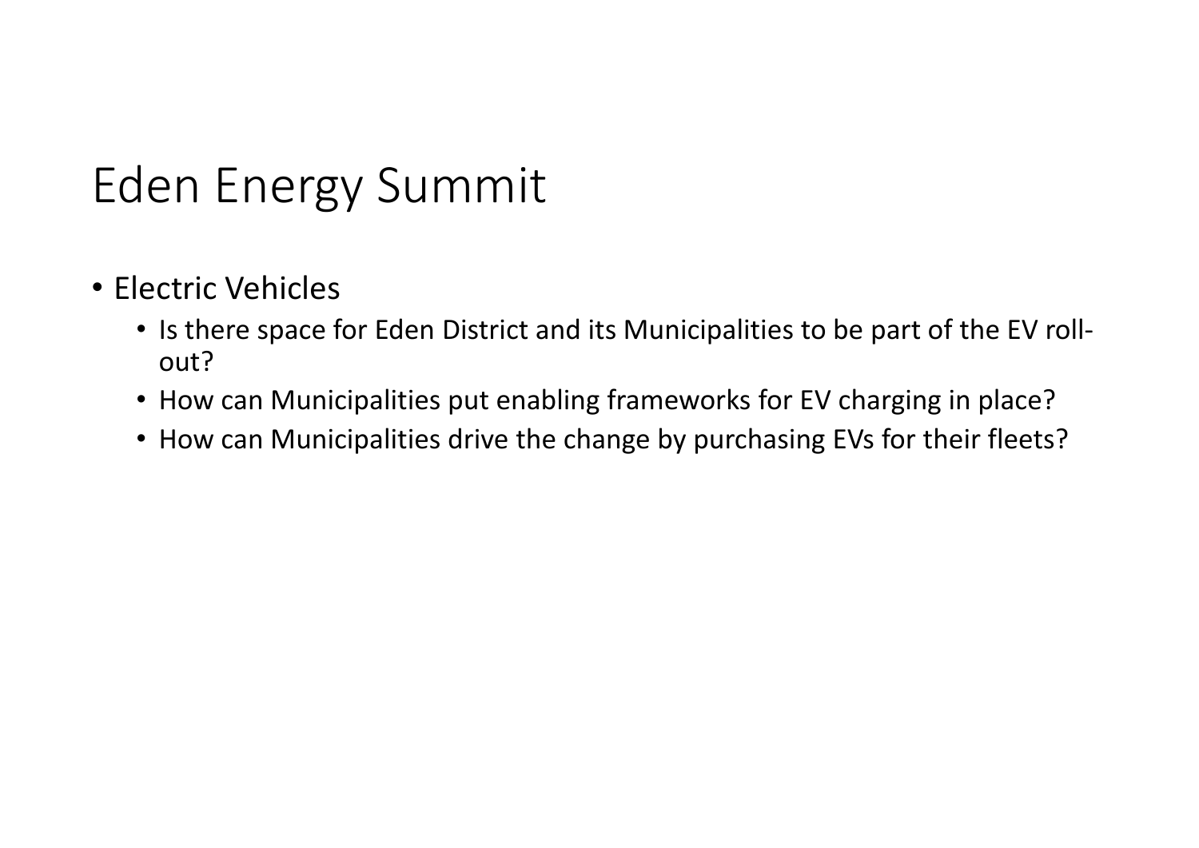# Eden Energy Summit

- Electric Vehicles
  - Is there space for Eden District and its Municipalities to be part of the EV roll-out?
  - How can Municipalities put enabling frameworks for EV charging in place?
  - How can Municipalities drive the change by purchasing EVs for their fleets?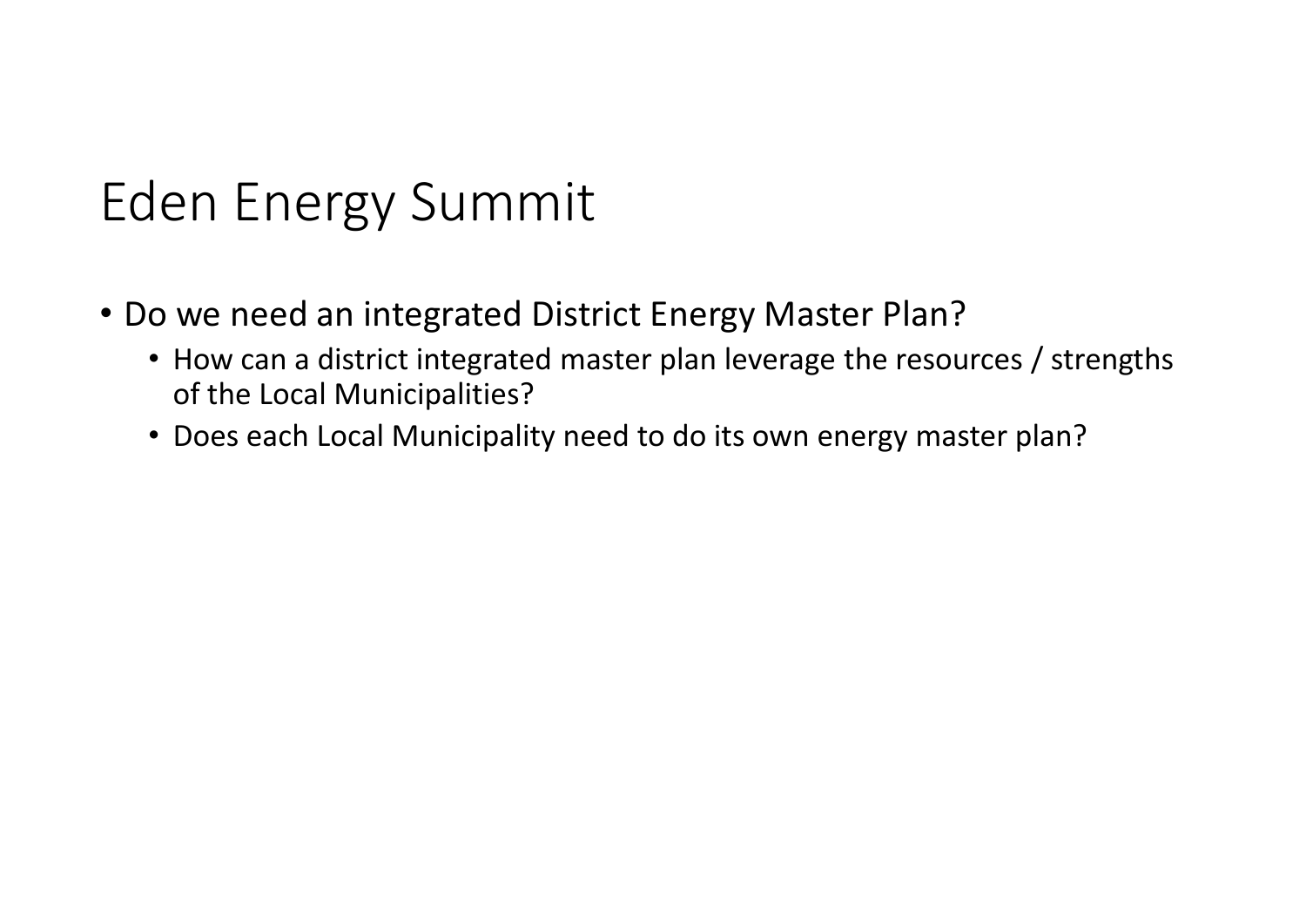# Eden Energy Summit

- Do we need an integrated District Energy Master Plan?
  - How can a district integrated master plan leverage the resources / strengths of the Local Municipalities?
  - Does each Local Municipality need to do its own energy master plan?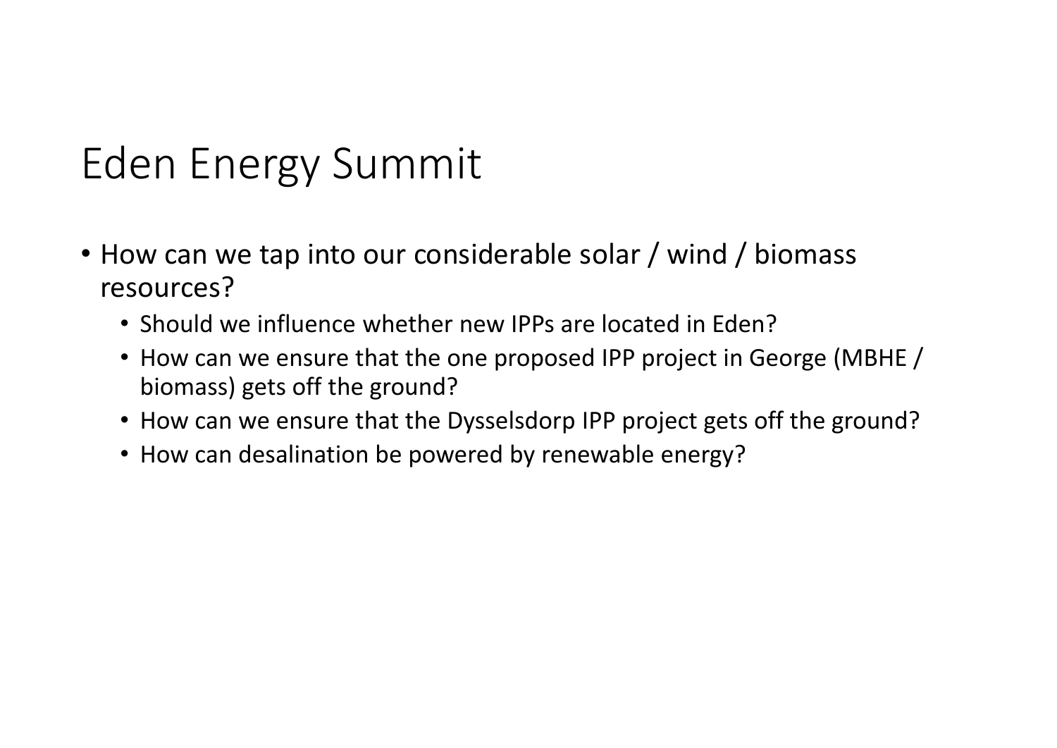# Eden Energy Summit

- How can we tap into our considerable solar / wind / biomass resources?
  - Should we influence whether new IPPs are located in Eden?
  - How can we ensure that the one proposed IPP project in George (MBHE / biomass) gets off the ground?
  - How can we ensure that the Dysselsdorp IPP project gets off the ground?
  - How can desalination be powered by renewable energy?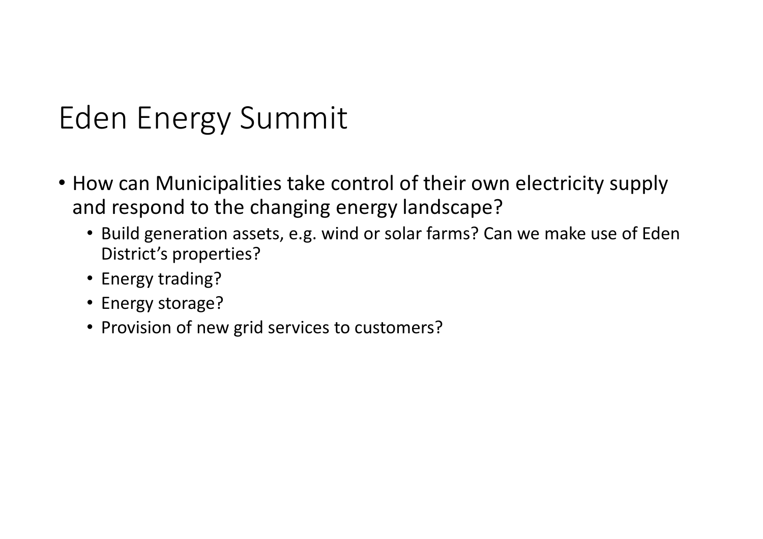# Eden Energy Summit

- How can Municipalities take control of their own electricity supply and respond to the changing energy landscape?
  - Build generation assets, e.g. wind or solar farms? Can we make use of Eden District's properties?
  - Energy trading?
  - Energy storage?
  - Provision of new grid services to customers?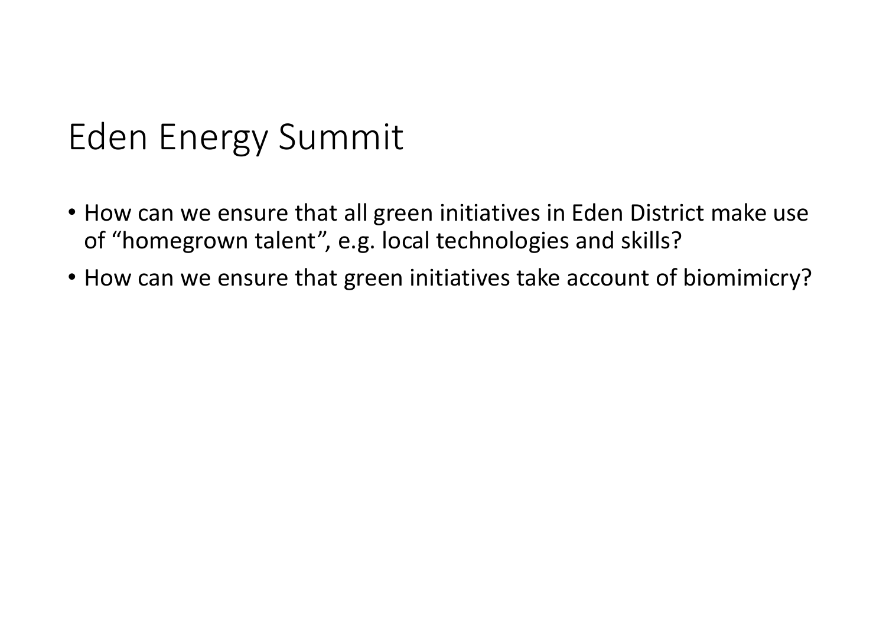# Eden Energy Summit

- How can we ensure that all green initiatives in Eden District make use of "homegrown talent", e.g. local technologies and skills?
- How can we ensure that green initiatives take account of biomimicry?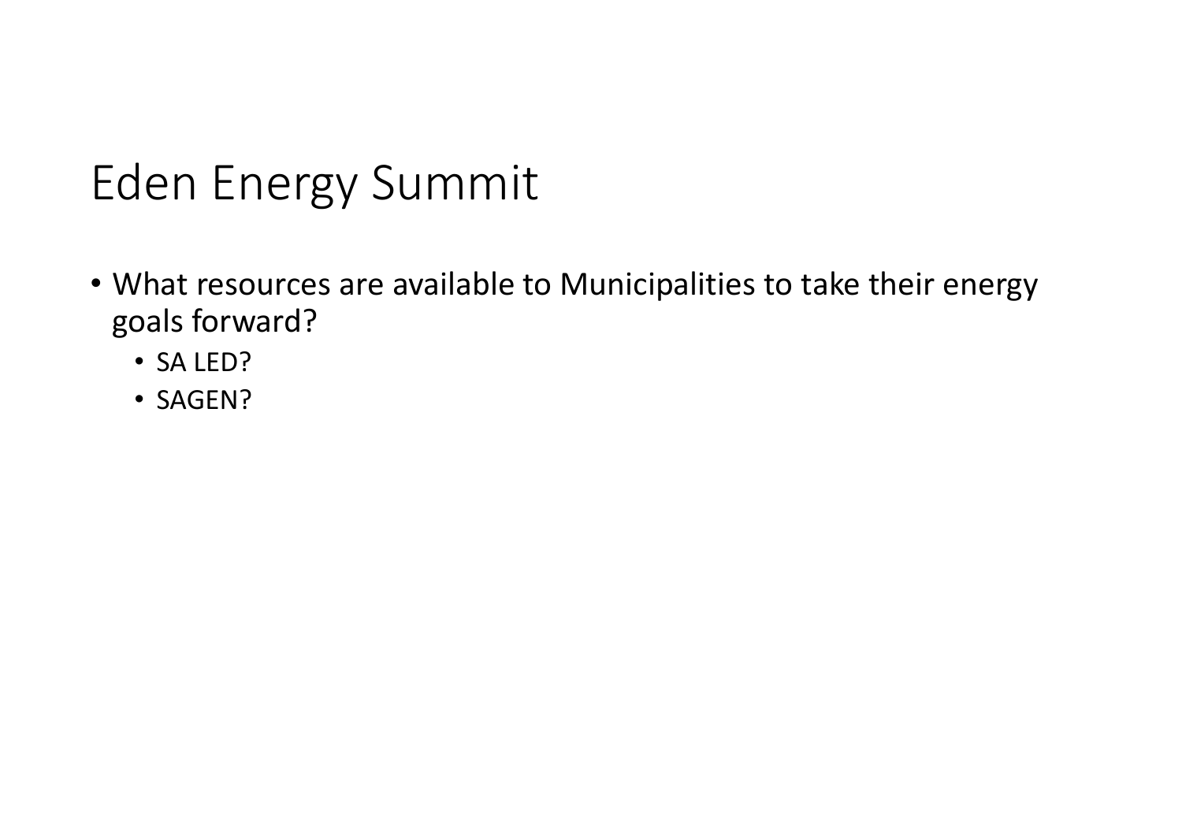# Eden Energy Summit

- What resources are available to Municipalities to take their energy goals forward?
  - SA LED?
  - SAGEN?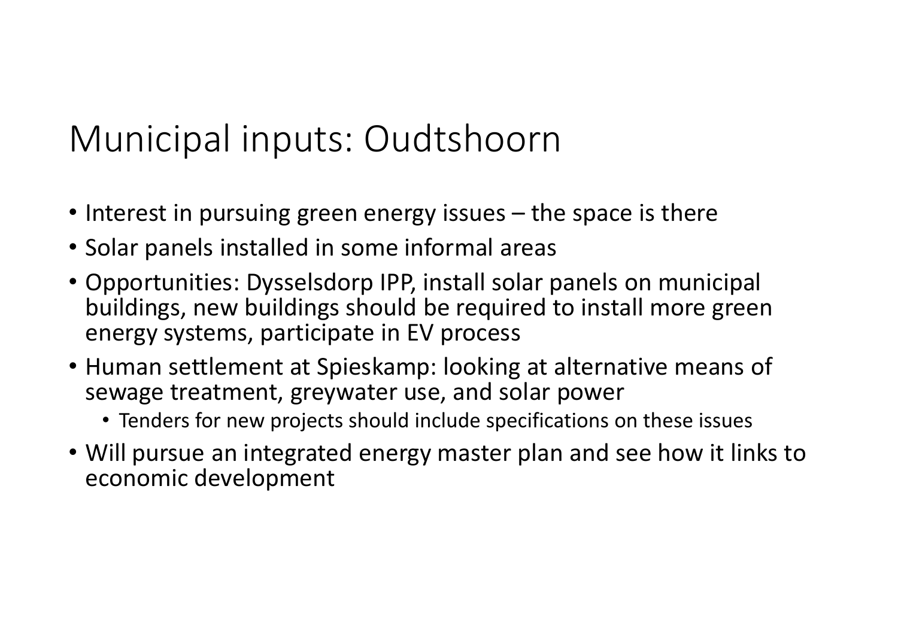# Municipal inputs: Oudtshoorn

- Interest in pursuing green energy issues – the space is there
- Solar panels installed in some informal areas
- Opportunities: Dysselsdorp IPP, install solar panels on municipal buildings, new buildings should be required to install more green energy systems, participate in EV process
- Human settlement at Spieskamp: looking at alternative means of sewage treatment, greywater use, and solar power
  - Tenders for new projects should include specifications on these issues
- Will pursue an integrated energy master plan and see how it links to economic development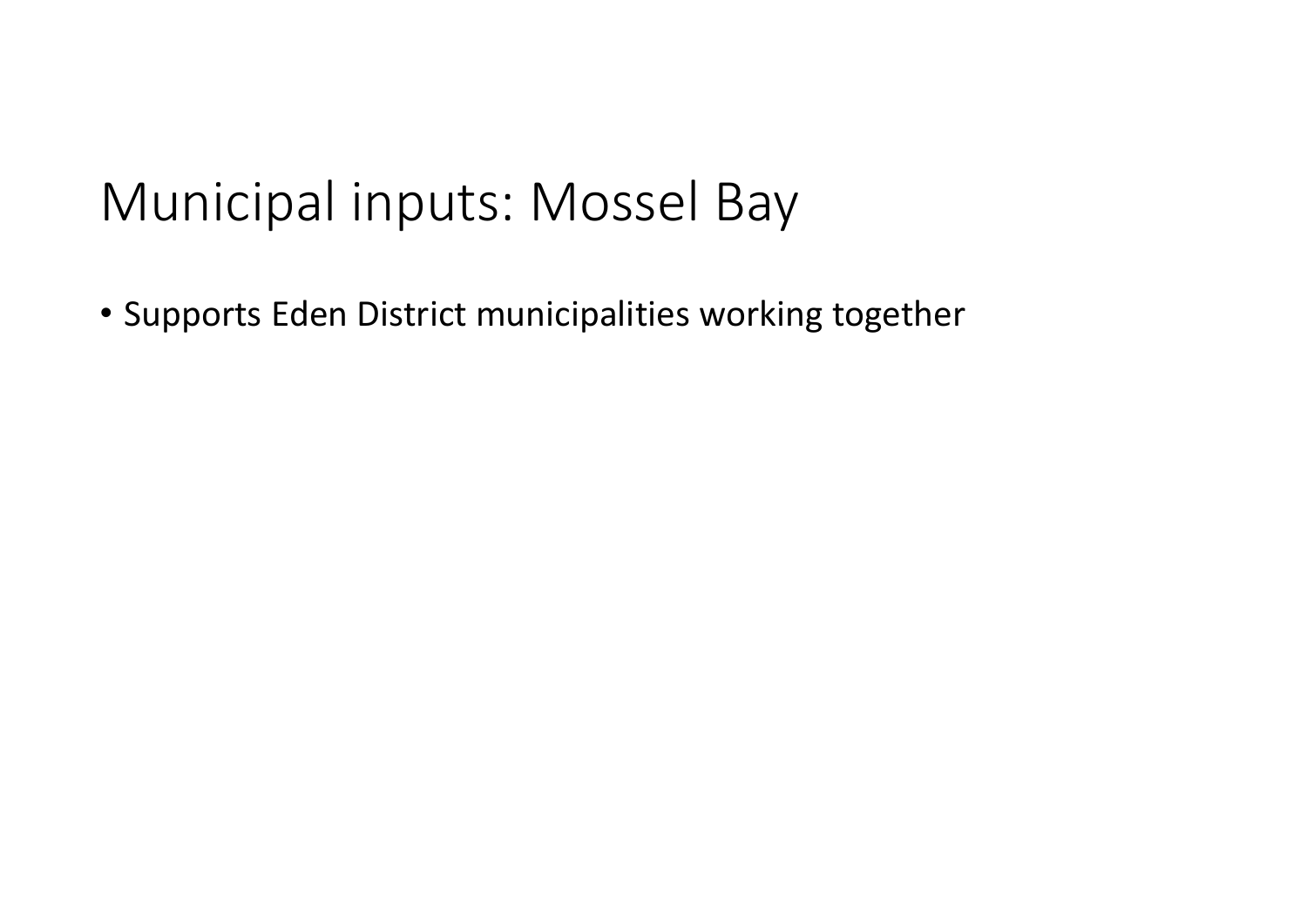# Municipal inputs: Mossel Bay

- Supports Eden District municipalities working together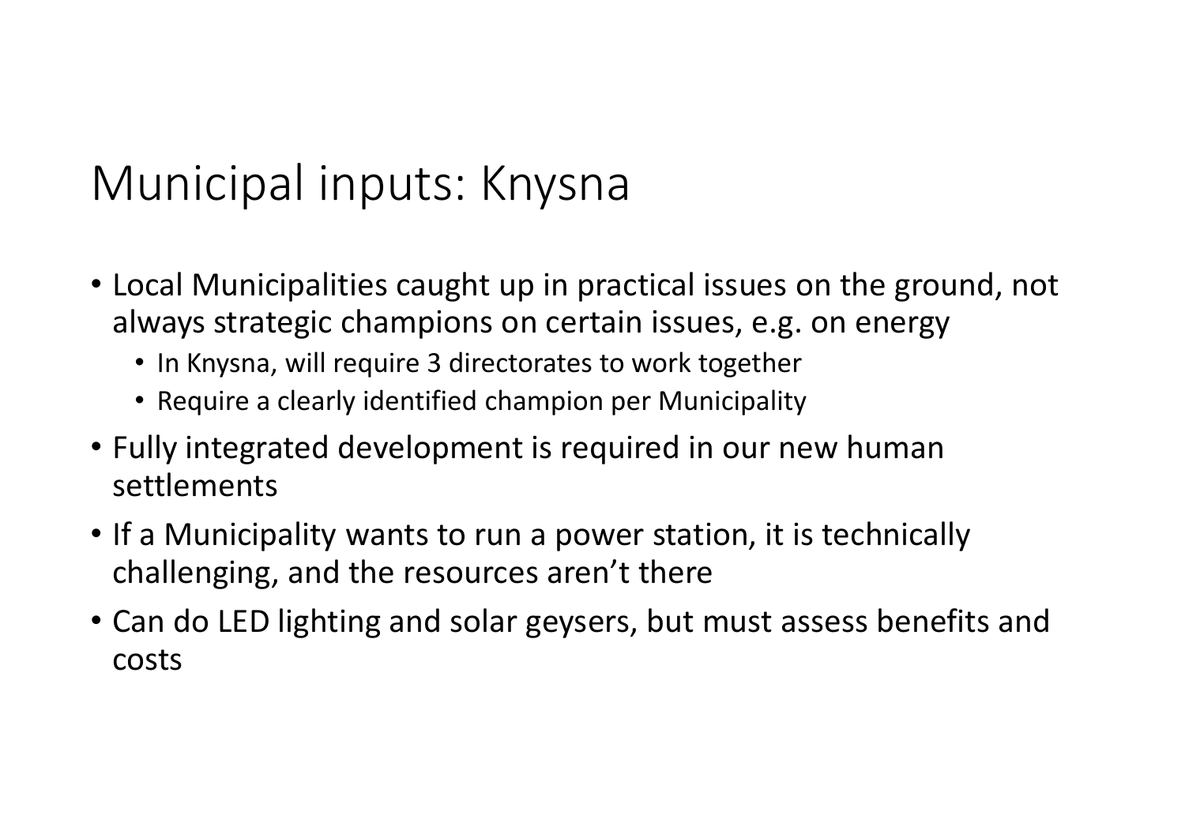# Municipal inputs: Knysna

- Local Municipalities caught up in practical issues on the ground, not always strategic champions on certain issues, e.g. on energy
  - In Knysna, will require 3 directorates to work together
  - Require a clearly identified champion per Municipality
- Fully integrated development is required in our new human settlements
- If a Municipality wants to run a power station, it is technically challenging, and the resources aren't there
- Can do LED lighting and solar geysers, but must assess benefits and costs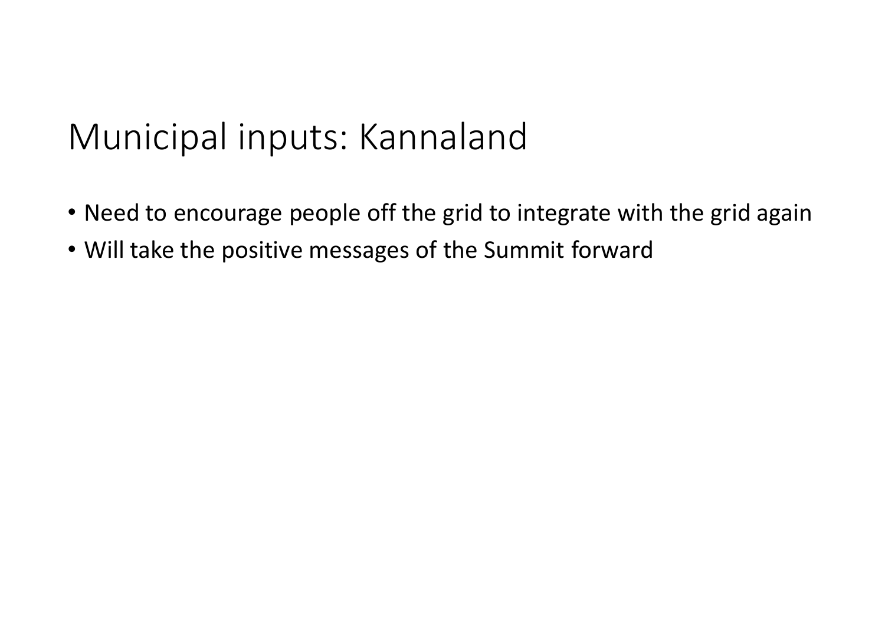# Municipal inputs: Kannaland

- Need to encourage people off the grid to integrate with the grid again
- Will take the positive messages of the Summit forward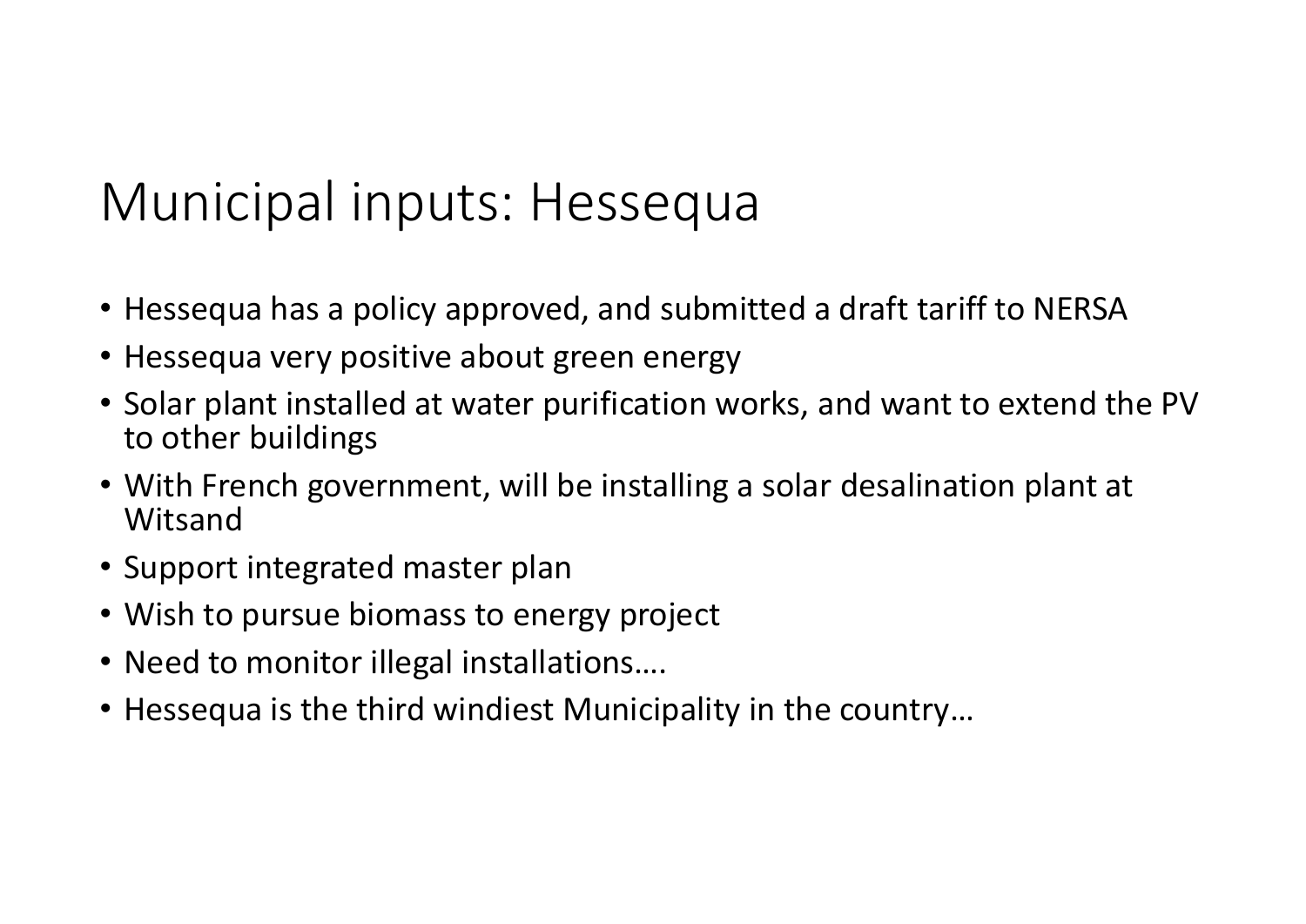# Municipal inputs: Hessequa

- Hessequa has a policy approved, and submitted a draft tariff to NERSA
- Hessequa very positive about green energy
- Solar plant installed at water purification works, and want to extend the PV to other buildings
- With French government, will be installing a solar desalination plant at Witsand
- Support integrated master plan
- Wish to pursue biomass to energy project
- Need to monitor illegal installations….
- Hessequa is the third windiest Municipality in the country…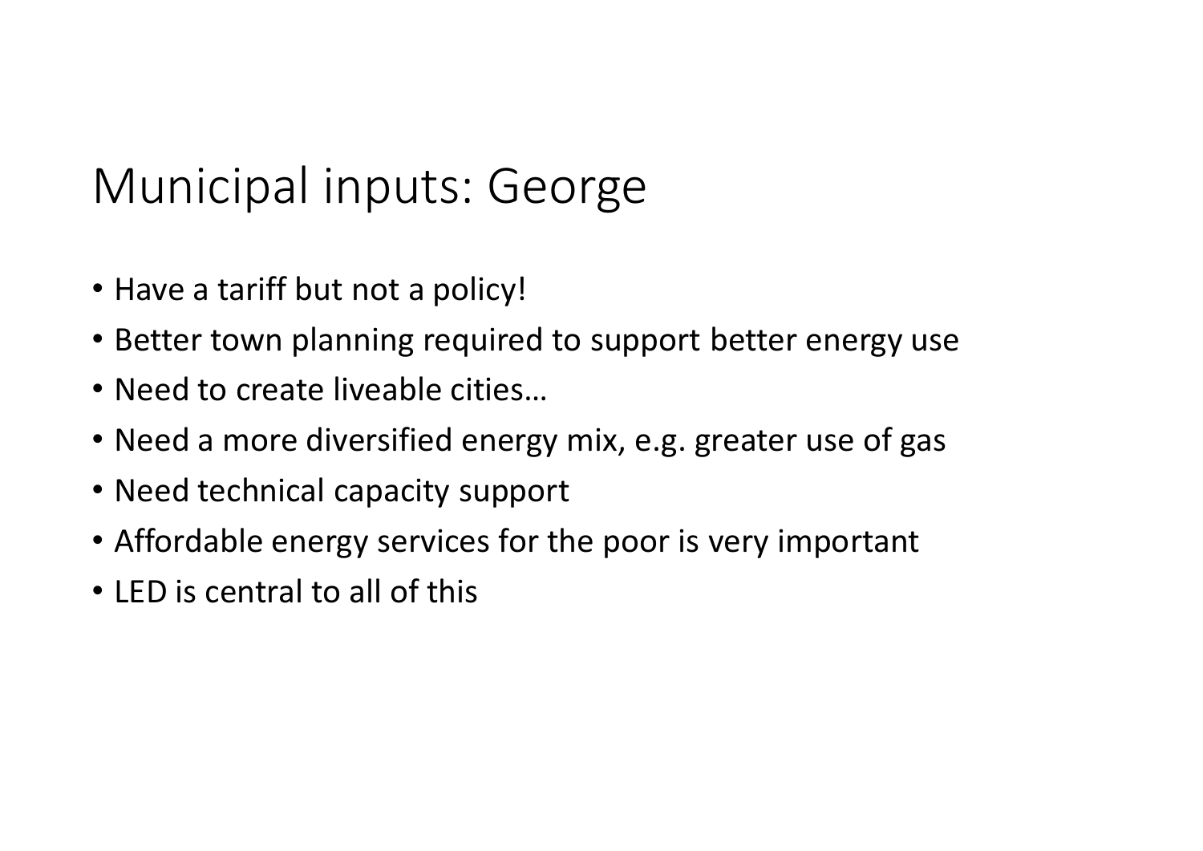# Municipal inputs: George

- Have a tariff but not a policy!
- Better town planning required to support better energy use
- Need to create liveable cities…
- Need a more diversified energy mix, e.g. greater use of gas
- Need technical capacity support
- Affordable energy services for the poor is very important
- LED is central to all of this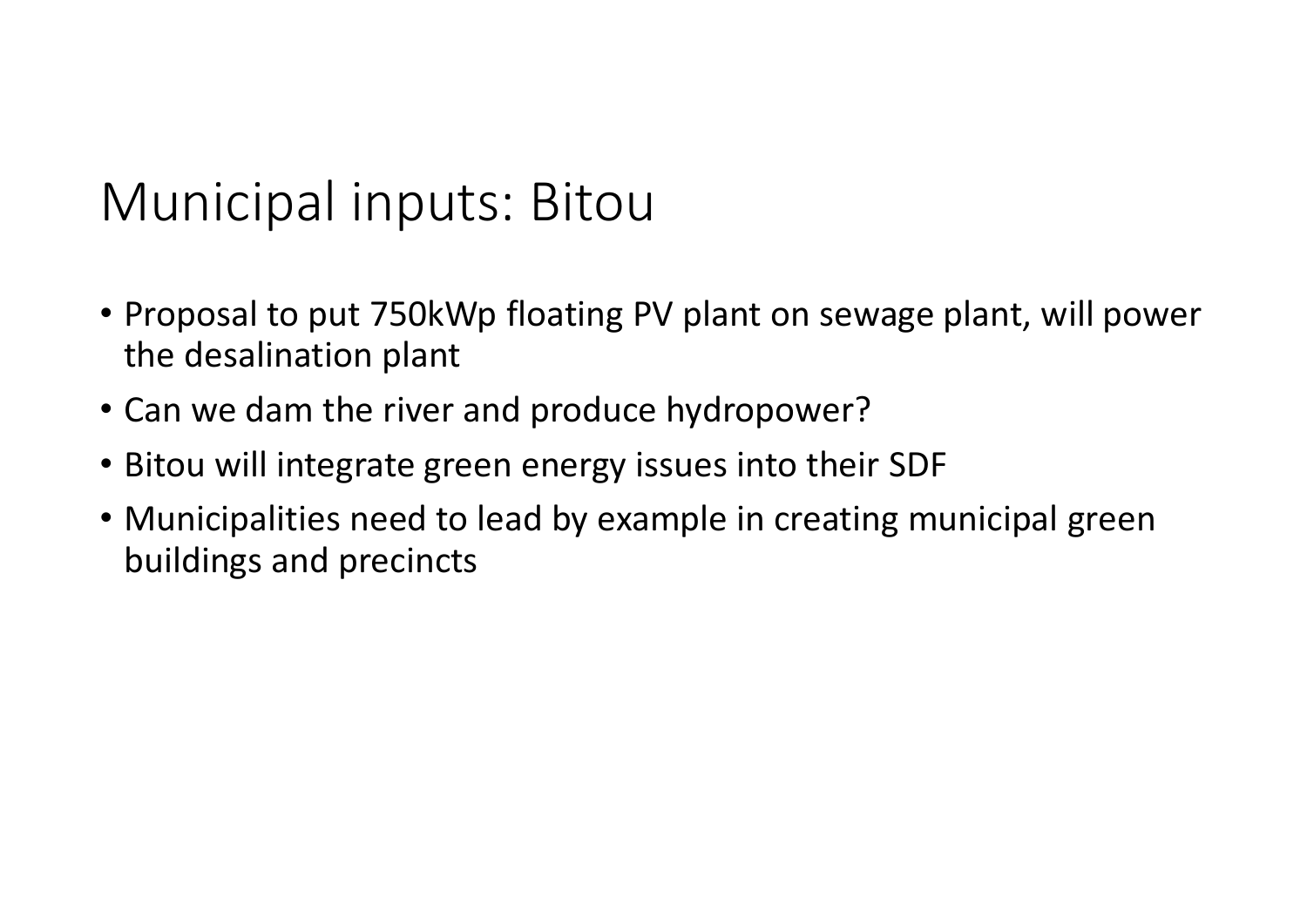# Municipal inputs: Bitou

- Proposal to put 750kWp floating PV plant on sewage plant, will power the desalination plant
- Can we dam the river and produce hydropower?
- Bitou will integrate green energy issues into their SDF
- Municipalities need to lead by example in creating municipal green buildings and precincts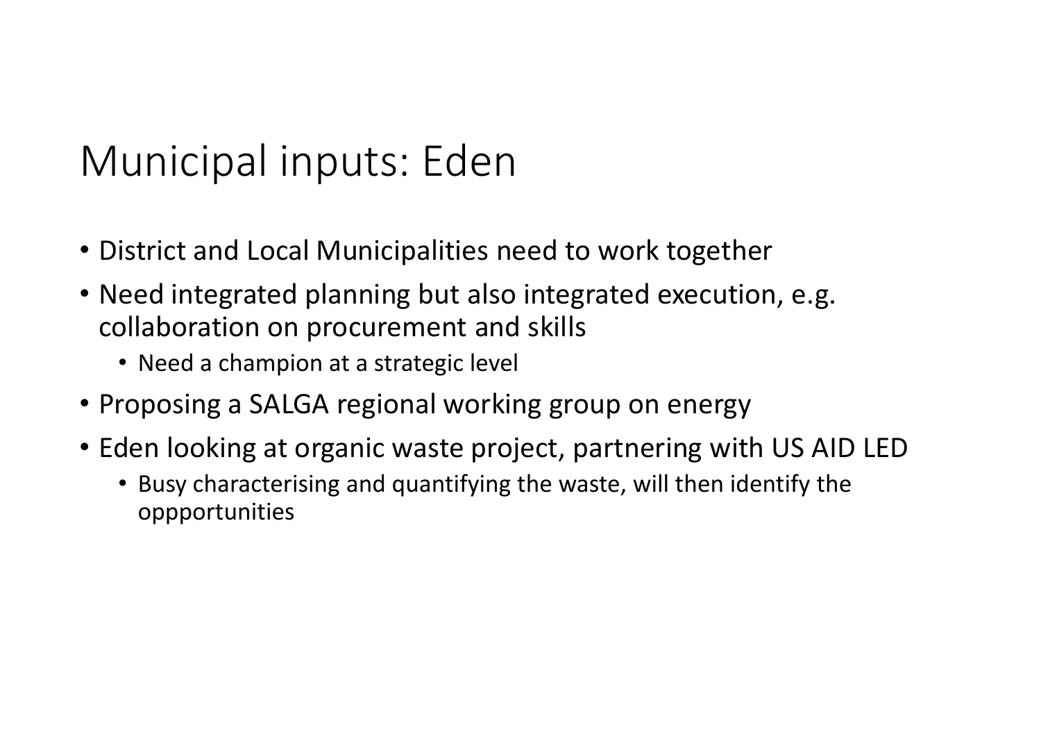# Municipal inputs: Eden

- District and Local Municipalities need to work together
- Need integrated planning but also integrated execution, e.g. collaboration on procurement and skills
  - Need a champion at a strategic level
- Proposing a SALGA regional working group on energy
- Eden looking at organic waste project, partnering with US AID LED
  - Busy characterising and quantifying the waste, will then identify the oppportunities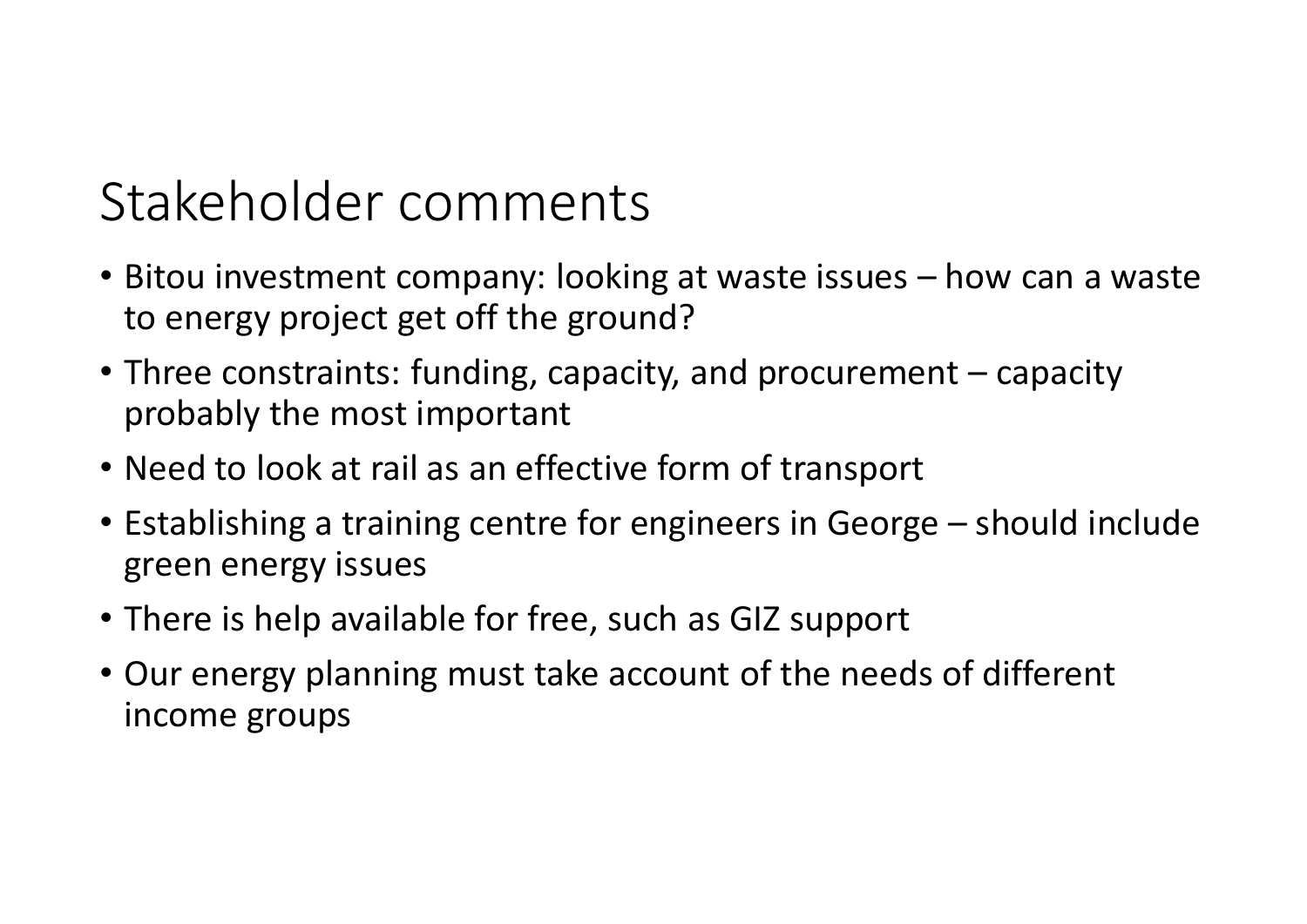# Stakeholder comments

- Bitou investment company: looking at waste issues – how can a waste to energy project get off the ground?
- Three constraints: funding, capacity, and procurement – capacity probably the most important
- Need to look at rail as an effective form of transport
- Establishing a training centre for engineers in George – should include green energy issues
- There is help available for free, such as GIZ support
- Our energy planning must take account of the needs of different income groups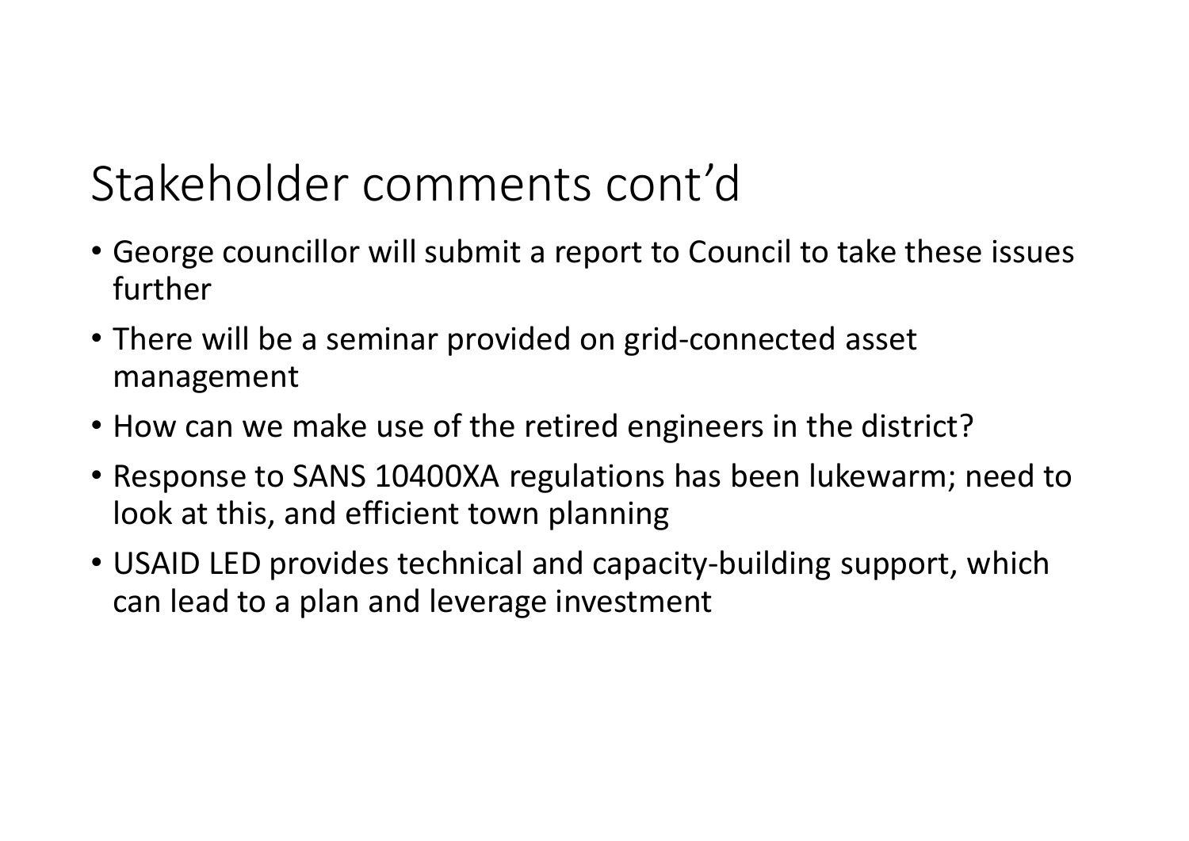# Stakeholder comments cont'd

- George councillor will submit a report to Council to take these issues further
- There will be a seminar provided on grid-connected asset management
- How can we make use of the retired engineers in the district?
- Response to SANS 10400XA regulations has been lukewarm; need to look at this, and efficient town planning
- USAID LED provides technical and capacity-building support, which can lead to a plan and leverage investment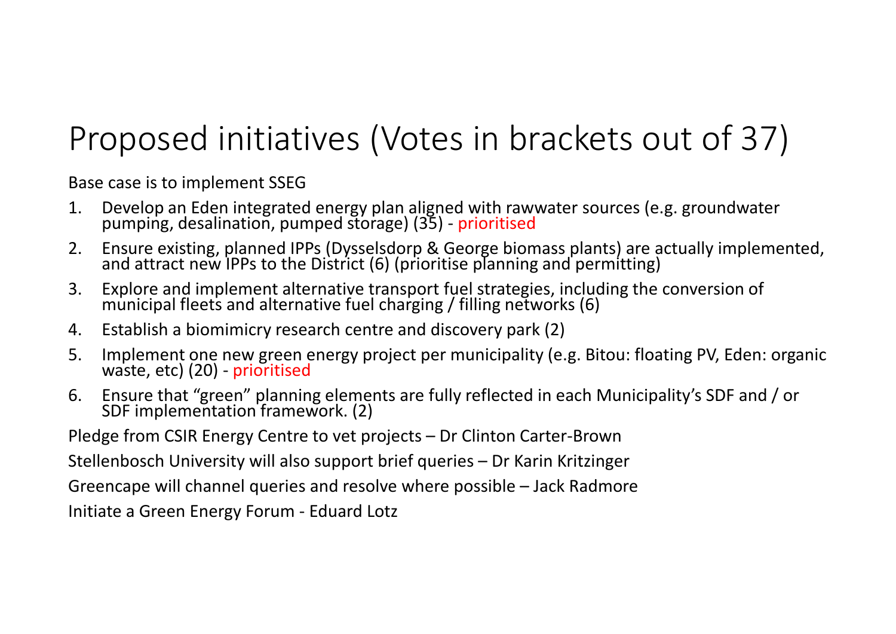# Proposed initiatives (Votes in brackets out of 37)

Base case is to implement SSEG

1. Develop an Eden integrated energy plan aligned with rawwater sources (e.g. groundwater pumping, desalination, pumped storage) (35) - prioritised
2. Ensure existing, planned IPPs (Dysselsdorp & George biomass plants) are actually implemented, and attract new IPPs to the District (6) (prioritise planning and permitting)
3. Explore and implement alternative transport fuel strategies, including the conversion of municipal fleets and alternative fuel charging / filling networks (6)
4. Establish a biomimicry research centre and discovery park (2)
5. Implement one new green energy project per municipality (e.g. Bitou: floating PV, Eden: organic waste, etc) (20) - prioritised
6. Ensure that "green" planning elements are fully reflected in each Municipality's SDF and / or SDF implementation framework. (2)

Pledge from CSIR Energy Centre to vet projects – Dr Clinton Carter-Brown

Stellenbosch University will also support brief queries – Dr Karin Kritzinger

Greencape will channel queries and resolve where possible – Jack Radmore

Initiate a Green Energy Forum - Eduard Lotz